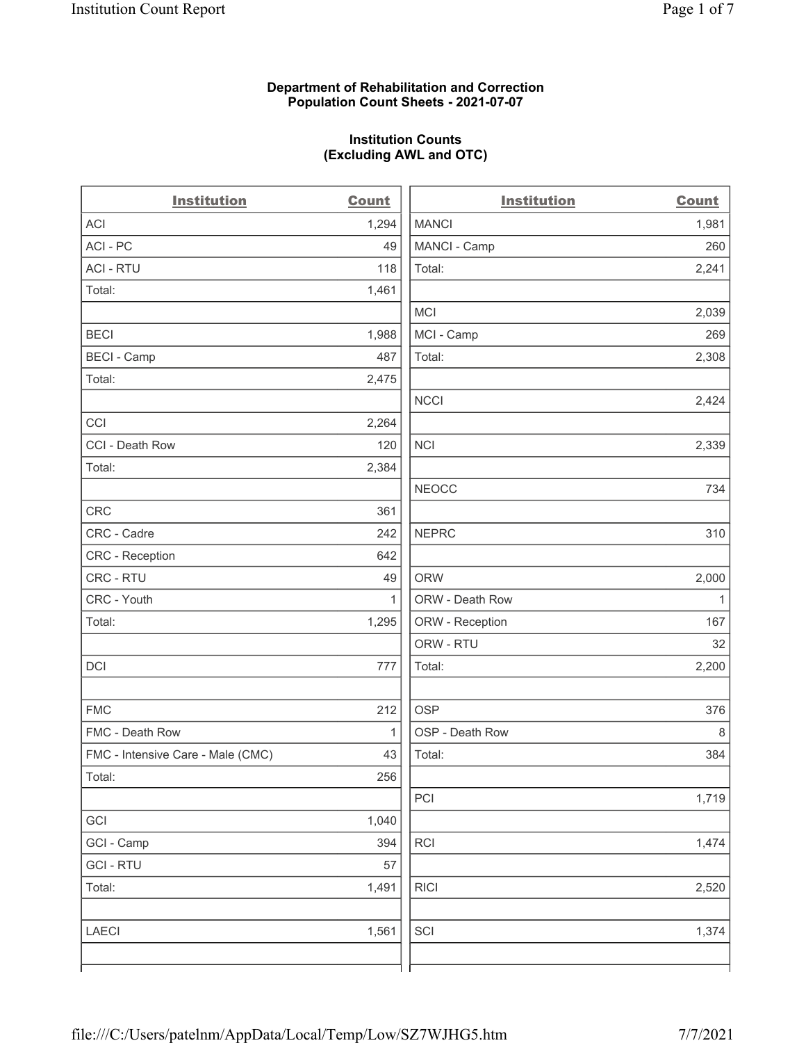**Department of Rehabilitation and Correction**
**Population Count Sheets - 2021-07-07**

**Institution Counts**
**(Excluding AWL and OTC)**

| Institution | Count |
|---|---|
| ACI | 1,294 |
| ACI - PC | 49 |
| ACI - RTU | 118 |
| Total: | 1,461 |
| | |
| BECI | 1,988 |
| BECI - Camp | 487 |
| Total: | 2,475 |
| | |
| CCI | 2,264 |
| CCI - Death Row | 120 |
| Total: | 2,384 |
| | |
| CRC | 361 |
| CRC - Cadre | 242 |
| CRC - Reception | 642 |
| CRC - RTU | 49 |
| CRC - Youth | 1 |
| Total: | 1,295 |
| | |
| DCI | 777 |
| | |
| FMC | 212 |
| FMC - Death Row | 1 |
| FMC - Intensive Care - Male (CMC) | 43 |
| Total: | 256 |
| | |
| GCI | 1,040 |
| GCI - Camp | 394 |
| GCI - RTU | 57 |
| Total: | 1,491 |
| | |
| LAECI | 1,561 |
| | |
| MANCI | 1,981 |
| MANCI - Camp | 260 |
| Total: | 2,241 |
| | |
| MCI | 2,039 |
| MCI - Camp | 269 |
| Total: | 2,308 |
| | |
| NCCI | 2,424 |
| | |
| NCI | 2,339 |
| | |
| NEOCC | 734 |
| | |
| NEPRC | 310 |
| | |
| ORW | 2,000 |
| ORW - Death Row | 1 |
| ORW - Reception | 167 |
| ORW - RTU | 32 |
| Total: | 2,200 |
| | |
| OSP | 376 |
| OSP - Death Row | 8 |
| Total: | 384 |
| | |
| PCI | 1,719 |
| | |
| RCI | 1,474 |
| | |
| RICI | 2,520 |
| | |
| SCI | 1,374 |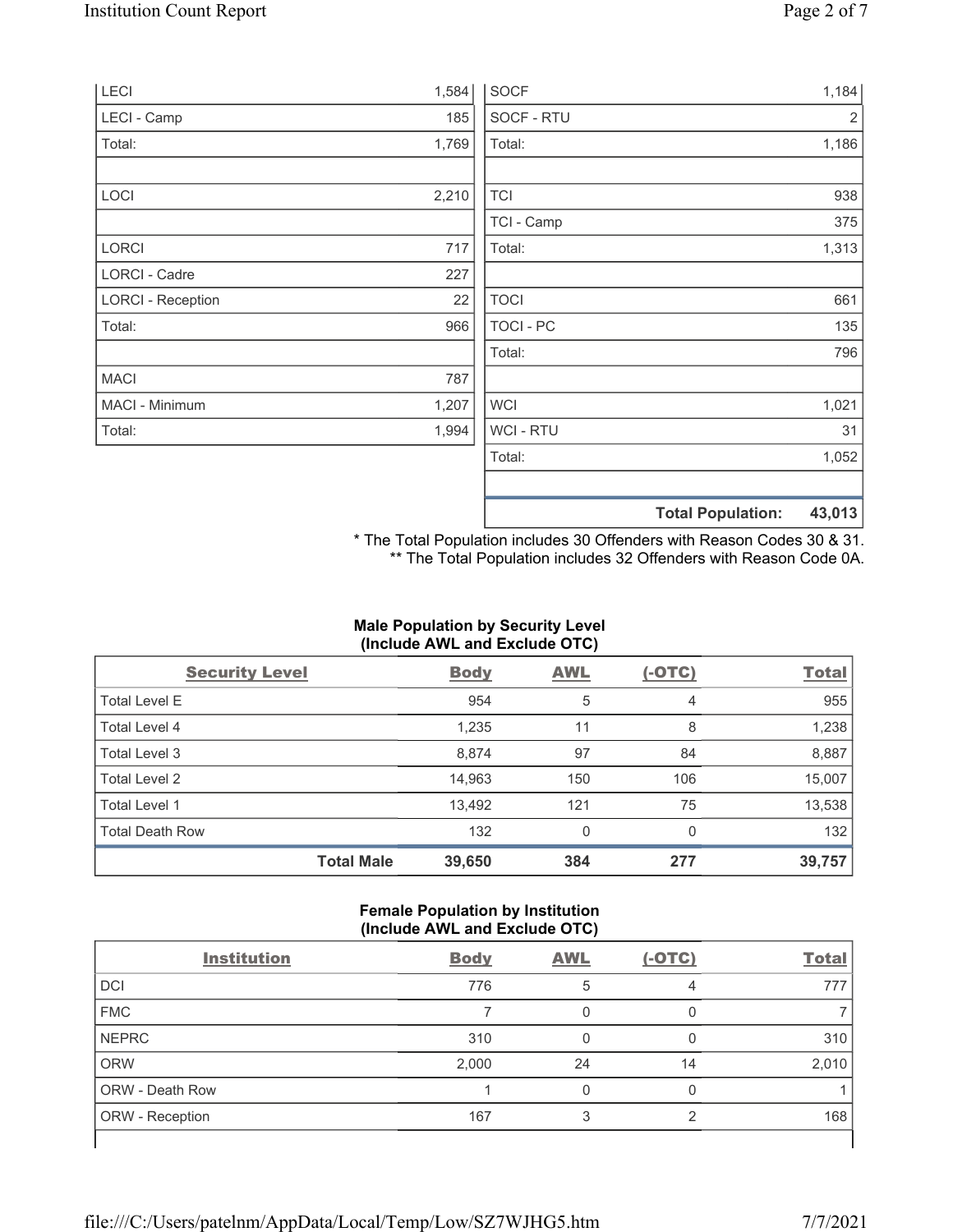| | |
|---|---|
| LECI | 1,584 |
| LECI - Camp | 185 |
| Total: | 1,769 |
| | |
| LOCI | 2,210 |
| | |
| LORCI | 717 |
| LORCI - Cadre | 227 |
| LORCI - Reception | 22 |
| Total: | 966 |
| | |
| MACI | 787 |
| MACI - Minimum | 1,207 |
| Total: | 1,994 |

| | |
|---|---|
| SOCF | 1,184 |
| SOCF - RTU | 2 |
| Total: | 1,186 |
| | |
| TCI | 938 |
| TCI - Camp | 375 |
| Total: | 1,313 |
| | |
| TOCI | 661 |
| TOCI - PC | 135 |
| Total: | 796 |
| | |
| WCI | 1,021 |
| WCI - RTU | 31 |
| Total: | 1,052 |
| | |
| **Total Population:** | **43,013** |

\* The Total Population includes 30 Offenders with Reason Codes 30 & 31.
\** The Total Population includes 32 Offenders with Reason Code 0A.

**Male Population by Security Level (Include AWL and Exclude OTC)**

| Security Level | Body | AWL | (-OTC) | Total |
|---|---|---|---|---|
| Total Level E | 954 | 5 | 4 | 955 |
| Total Level 4 | 1,235 | 11 | 8 | 1,238 |
| Total Level 3 | 8,874 | 97 | 84 | 8,887 |
| Total Level 2 | 14,963 | 150 | 106 | 15,007 |
| Total Level 1 | 13,492 | 121 | 75 | 13,538 |
| Total Death Row | 132 | 0 | 0 | 132 |
| **Total Male** | **39,650** | **384** | **277** | **39,757** |

**Female Population by Institution (Include AWL and Exclude OTC)**

| Institution | Body | AWL | (-OTC) | Total |
|---|---|---|---|---|
| DCI | 776 | 5 | 4 | 777 |
| FMC | 7 | 0 | 0 | 7 |
| NEPRC | 310 | 0 | 0 | 310 |
| ORW | 2,000 | 24 | 14 | 2,010 |
| ORW - Death Row | 1 | 0 | 0 | 1 |
| ORW - Reception | 167 | 3 | 2 | 168 |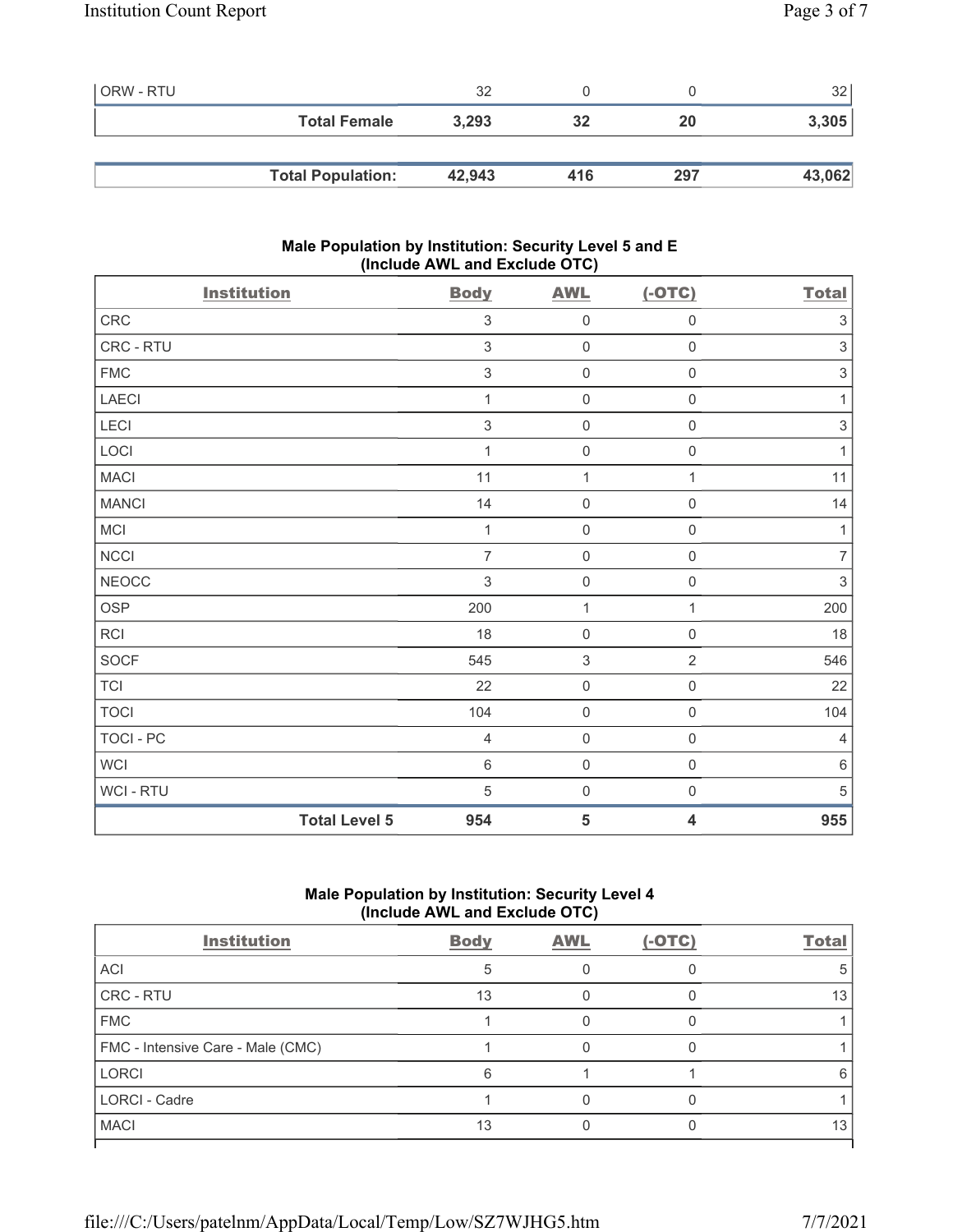| | | | | |
|---|---|---|---|---|
| ORW - RTU | 32 | 0 | 0 | 32 |
| **Total Female** | **3,293** | **32** | **20** | **3,305** |

| | | | | |
|---|---|---|---|---|
| **Total Population:** | **42,943** | **416** | **297** | **43,062** |

### Male Population by Institution: Security Level 5 and E (Include AWL and Exclude OTC)

| Institution | Body | AWL | (-OTC) | Total |
|---|---|---|---|---|
| CRC | 3 | 0 | 0 | 3 |
| CRC - RTU | 3 | 0 | 0 | 3 |
| FMC | 3 | 0 | 0 | 3 |
| LAECI | 1 | 0 | 0 | 1 |
| LECI | 3 | 0 | 0 | 3 |
| LOCI | 1 | 0 | 0 | 1 |
| MACI | 11 | 1 | 1 | 11 |
| MANCI | 14 | 0 | 0 | 14 |
| MCI | 1 | 0 | 0 | 1 |
| NCCI | 7 | 0 | 0 | 7 |
| NEOCC | 3 | 0 | 0 | 3 |
| OSP | 200 | 1 | 1 | 200 |
| RCI | 18 | 0 | 0 | 18 |
| SOCF | 545 | 3 | 2 | 546 |
| TCI | 22 | 0 | 0 | 22 |
| TOCI | 104 | 0 | 0 | 104 |
| TOCI - PC | 4 | 0 | 0 | 4 |
| WCI | 6 | 0 | 0 | 6 |
| WCI - RTU | 5 | 0 | 0 | 5 |
| **Total Level 5** | **954** | **5** | **4** | **955** |

### Male Population by Institution: Security Level 4 (Include AWL and Exclude OTC)

| Institution | Body | AWL | (-OTC) | Total |
|---|---|---|---|---|
| ACI | 5 | 0 | 0 | 5 |
| CRC - RTU | 13 | 0 | 0 | 13 |
| FMC | 1 | 0 | 0 | 1 |
| FMC - Intensive Care - Male (CMC) | 1 | 0 | 0 | 1 |
| LORCI | 6 | 1 | 1 | 6 |
| LORCI - Cadre | 1 | 0 | 0 | 1 |
| MACI | 13 | 0 | 0 | 13 |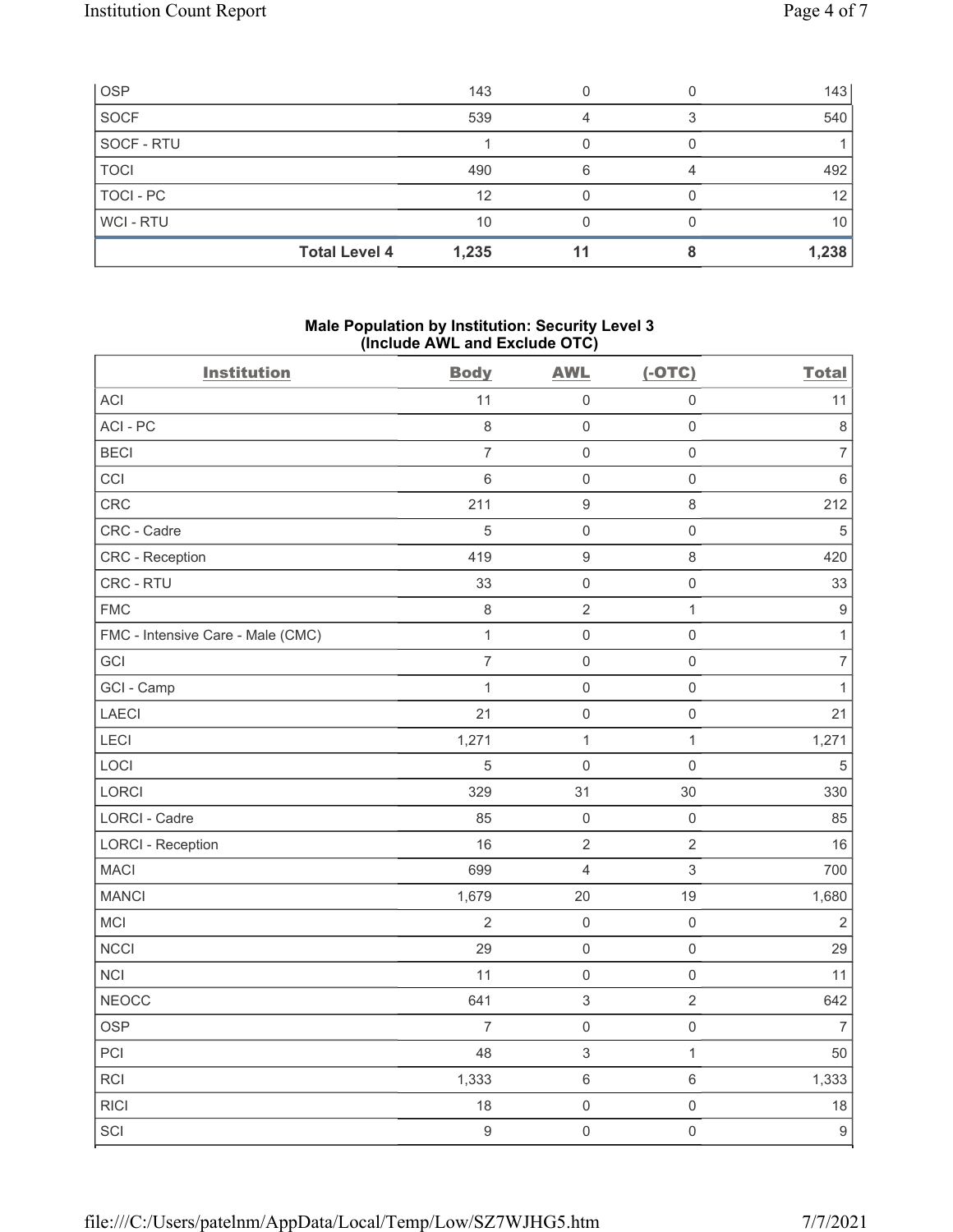| OSP | | 143 | 0 | 0 | 143 |
|---|---|---|---|---|---|
| SOCF | | 539 | 4 | 3 | 540 |
| SOCF - RTU | | 1 | 0 | 0 | 1 |
| TOCI | | 490 | 6 | 4 | 492 |
| TOCI - PC | | 12 | 0 | 0 | 12 |
| WCI - RTU | | 10 | 0 | 0 | 10 |
| | **Total Level 4** | **1,235** | **11** | **8** | **1,238** |

**Male Population by Institution: Security Level 3 (Include AWL and Exclude OTC)**

| Institution | Body | AWL | (-OTC) | Total |
|---|---|---|---|---|
| ACI | 11 | 0 | 0 | 11 |
| ACI - PC | 8 | 0 | 0 | 8 |
| BECI | 7 | 0 | 0 | 7 |
| CCI | 6 | 0 | 0 | 6 |
| CRC | 211 | 9 | 8 | 212 |
| CRC - Cadre | 5 | 0 | 0 | 5 |
| CRC - Reception | 419 | 9 | 8 | 420 |
| CRC - RTU | 33 | 0 | 0 | 33 |
| FMC | 8 | 2 | 1 | 9 |
| FMC - Intensive Care - Male (CMC) | 1 | 0 | 0 | 1 |
| GCI | 7 | 0 | 0 | 7 |
| GCI - Camp | 1 | 0 | 0 | 1 |
| LAECI | 21 | 0 | 0 | 21 |
| LECI | 1,271 | 1 | 1 | 1,271 |
| LOCI | 5 | 0 | 0 | 5 |
| LORCI | 329 | 31 | 30 | 330 |
| LORCI - Cadre | 85 | 0 | 0 | 85 |
| LORCI - Reception | 16 | 2 | 2 | 16 |
| MACI | 699 | 4 | 3 | 700 |
| MANCI | 1,679 | 20 | 19 | 1,680 |
| MCI | 2 | 0 | 0 | 2 |
| NCCI | 29 | 0 | 0 | 29 |
| NCI | 11 | 0 | 0 | 11 |
| NEOCC | 641 | 3 | 2 | 642 |
| OSP | 7 | 0 | 0 | 7 |
| PCI | 48 | 3 | 1 | 50 |
| RCI | 1,333 | 6 | 6 | 1,333 |
| RICI | 18 | 0 | 0 | 18 |
| SCI | 9 | 0 | 0 | 9 |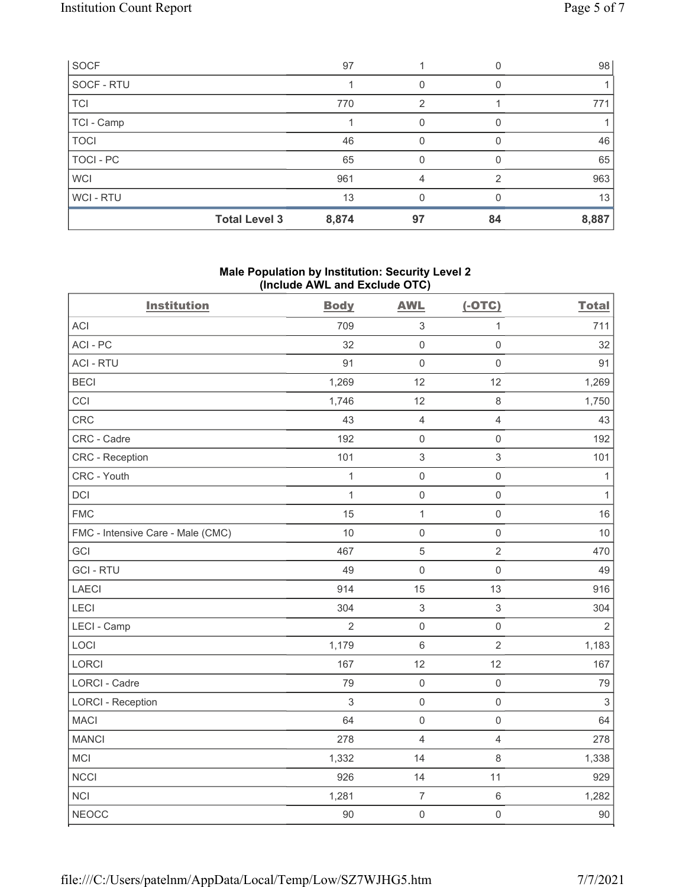| SOCF | 97 | 1 | 0 | 98 |
|---|---|---|---|---|
| SOCF - RTU | 1 | 0 | 0 | 1 |
| TCI | 770 | 2 | 1 | 771 |
| TCI - Camp | 1 | 0 | 0 | 1 |
| TOCI | 46 | 0 | 0 | 46 |
| TOCI - PC | 65 | 0 | 0 | 65 |
| WCI | 961 | 4 | 2 | 963 |
| WCI - RTU | 13 | 0 | 0 | 13 |
| **Total Level 3** | **8,874** | **97** | **84** | **8,887** |

### Male Population by Institution: Security Level 2 (Include AWL and Exclude OTC)

| Institution | Body | AWL | (-OTC) | Total |
|---|---|---|---|---|
| ACI | 709 | 3 | 1 | 711 |
| ACI - PC | 32 | 0 | 0 | 32 |
| ACI - RTU | 91 | 0 | 0 | 91 |
| BECI | 1,269 | 12 | 12 | 1,269 |
| CCI | 1,746 | 12 | 8 | 1,750 |
| CRC | 43 | 4 | 4 | 43 |
| CRC - Cadre | 192 | 0 | 0 | 192 |
| CRC - Reception | 101 | 3 | 3 | 101 |
| CRC - Youth | 1 | 0 | 0 | 1 |
| DCI | 1 | 0 | 0 | 1 |
| FMC | 15 | 1 | 0 | 16 |
| FMC - Intensive Care - Male (CMC) | 10 | 0 | 0 | 10 |
| GCI | 467 | 5 | 2 | 470 |
| GCI - RTU | 49 | 0 | 0 | 49 |
| LAECI | 914 | 15 | 13 | 916 |
| LECI | 304 | 3 | 3 | 304 |
| LECI - Camp | 2 | 0 | 0 | 2 |
| LOCI | 1,179 | 6 | 2 | 1,183 |
| LORCI | 167 | 12 | 12 | 167 |
| LORCI - Cadre | 79 | 0 | 0 | 79 |
| LORCI - Reception | 3 | 0 | 0 | 3 |
| MACI | 64 | 0 | 0 | 64 |
| MANCI | 278 | 4 | 4 | 278 |
| MCI | 1,332 | 14 | 8 | 1,338 |
| NCCI | 926 | 14 | 11 | 929 |
| NCI | 1,281 | 7 | 6 | 1,282 |
| NEOCC | 90 | 0 | 0 | 90 |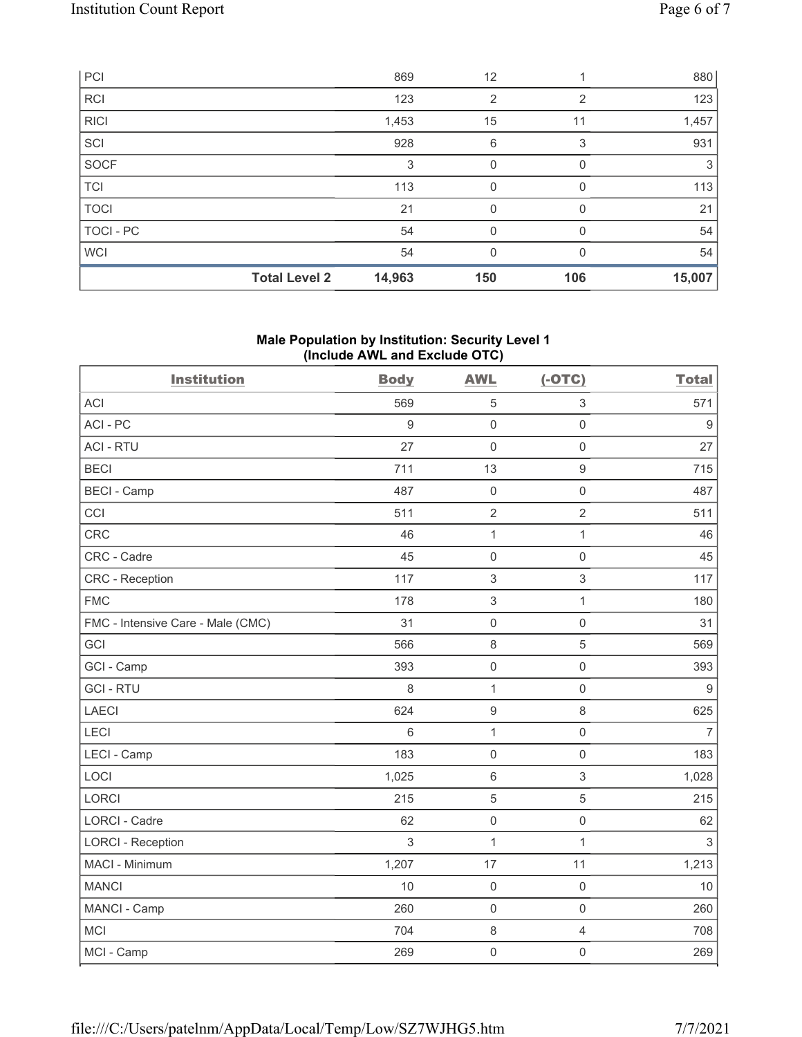| PCI | | 869 | 12 | 1 | 880 |
|---|---|---|---|---|---|
| RCI | | 123 | 2 | 2 | 123 |
| RICI | | 1,453 | 15 | 11 | 1,457 |
| SCI | | 928 | 6 | 3 | 931 |
| SOCF | | 3 | 0 | 0 | 3 |
| TCI | | 113 | 0 | 0 | 113 |
| TOCI | | 21 | 0 | 0 | 21 |
| TOCI - PC | | 54 | 0 | 0 | 54 |
| WCI | | 54 | 0 | 0 | 54 |
| | **Total Level 2** | **14,963** | **150** | **106** | **15,007** |

**Male Population by Institution: Security Level 1 (Include AWL and Exclude OTC)**

| Institution | Body | AWL | (-OTC) | Total |
|---|---|---|---|---|
| ACI | 569 | 5 | 3 | 571 |
| ACI - PC | 9 | 0 | 0 | 9 |
| ACI - RTU | 27 | 0 | 0 | 27 |
| BECI | 711 | 13 | 9 | 715 |
| BECI - Camp | 487 | 0 | 0 | 487 |
| CCI | 511 | 2 | 2 | 511 |
| CRC | 46 | 1 | 1 | 46 |
| CRC - Cadre | 45 | 0 | 0 | 45 |
| CRC - Reception | 117 | 3 | 3 | 117 |
| FMC | 178 | 3 | 1 | 180 |
| FMC - Intensive Care - Male (CMC) | 31 | 0 | 0 | 31 |
| GCI | 566 | 8 | 5 | 569 |
| GCI - Camp | 393 | 0 | 0 | 393 |
| GCI - RTU | 8 | 1 | 0 | 9 |
| LAECI | 624 | 9 | 8 | 625 |
| LECI | 6 | 1 | 0 | 7 |
| LECI - Camp | 183 | 0 | 0 | 183 |
| LOCI | 1,025 | 6 | 3 | 1,028 |
| LORCI | 215 | 5 | 5 | 215 |
| LORCI - Cadre | 62 | 0 | 0 | 62 |
| LORCI - Reception | 3 | 1 | 1 | 3 |
| MACI - Minimum | 1,207 | 17 | 11 | 1,213 |
| MANCI | 10 | 0 | 0 | 10 |
| MANCI - Camp | 260 | 0 | 0 | 260 |
| MCI | 704 | 8 | 4 | 708 |
| MCI - Camp | 269 | 0 | 0 | 269 |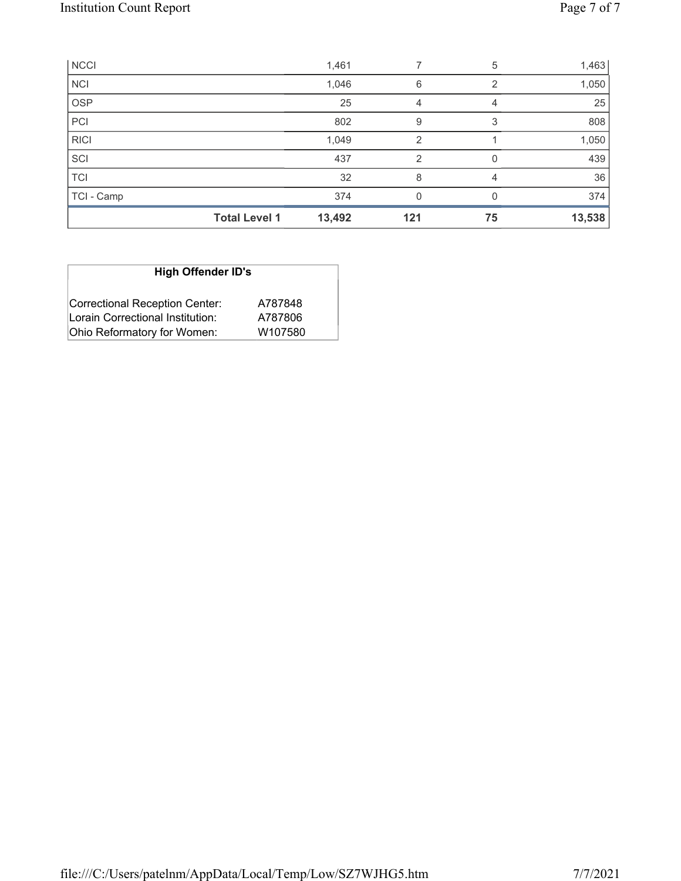| | | | | |
|---|---|---|---|---|
| NCCI | 1,461 | 7 | 5 | 1,463 |
| NCI | 1,046 | 6 | 2 | 1,050 |
| OSP | 25 | 4 | 4 | 25 |
| PCI | 802 | 9 | 3 | 808 |
| RICI | 1,049 | 2 | 1 | 1,050 |
| SCI | 437 | 2 | 0 | 439 |
| TCI | 32 | 8 | 4 | 36 |
| TCI - Camp | 374 | 0 | 0 | 374 |
| **Total Level 1** | **13,492** | **121** | **75** | **13,538** |

| High Offender ID's | |
|---|---|
| Correctional Reception Center: | A787848 |
| Lorain Correctional Institution: | A787806 |
| Ohio Reformatory for Women: | W107580 |